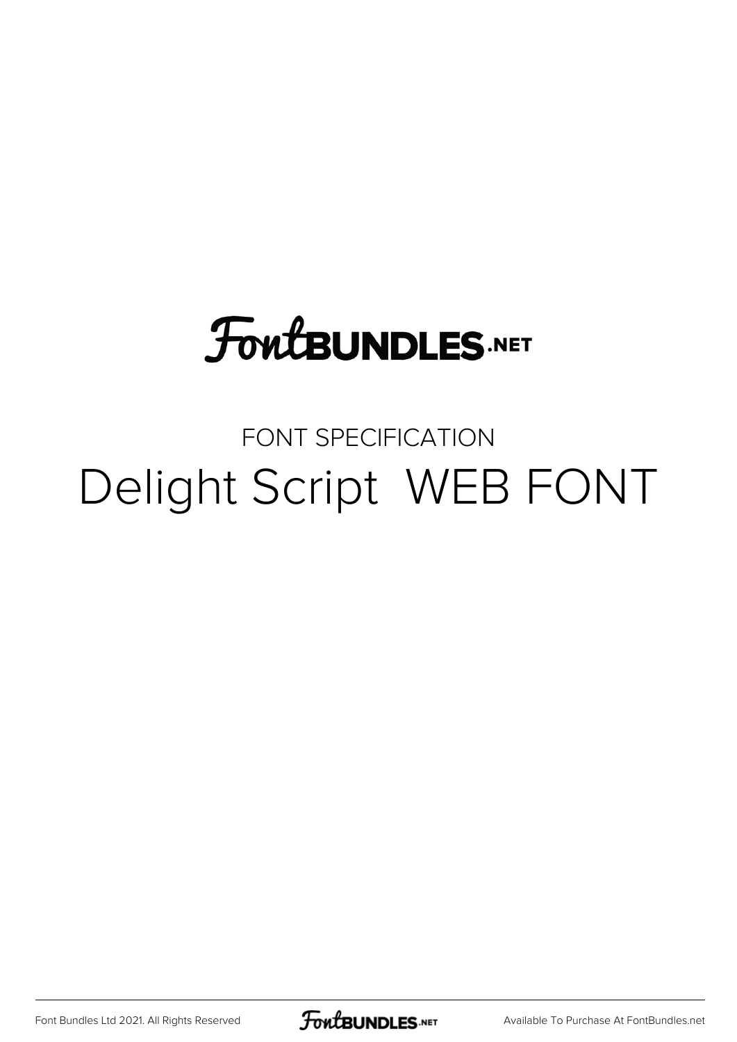FontBUNDLES.NET

FONT SPECIFICATION

# Delight Script  WEB FONT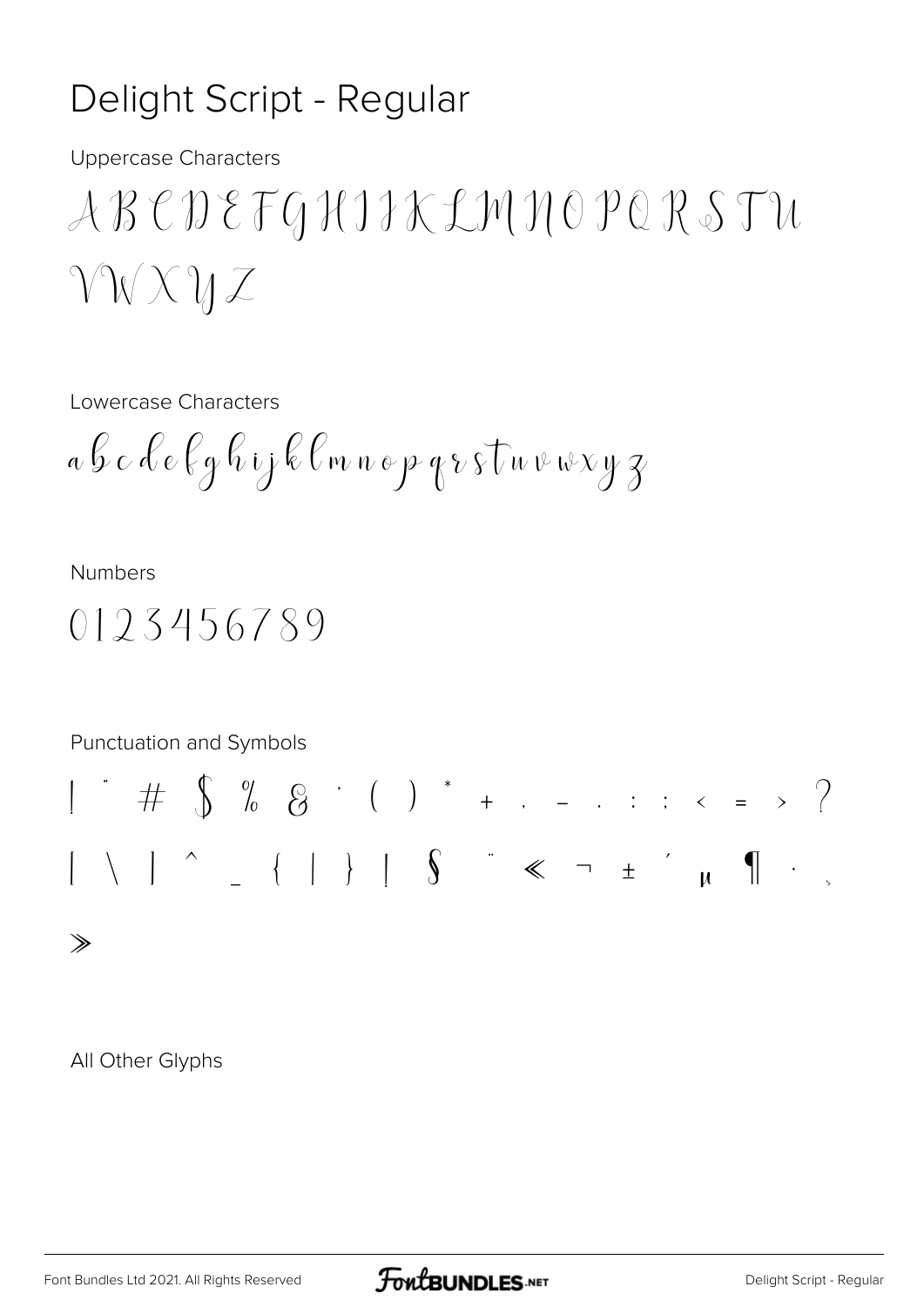# Delight Script - Regular

Uppercase Characters

A B C D E F G H I J K L M N O P Q R S T U V W X Y Z

Lowercase Characters

a b c d e f g h i j k l m n o p q r s t u v w x y z

Numbers

0 1 2 3 4 5 6 7 8 9

Punctuation and Symbols

! " # $ % & ' ( ) * + , - . : ; < = > ? [ \ ] ^ _ { | } ¡ § ¨ « ¬ ± ´ µ ¶ · ¸ »

All Other Glyphs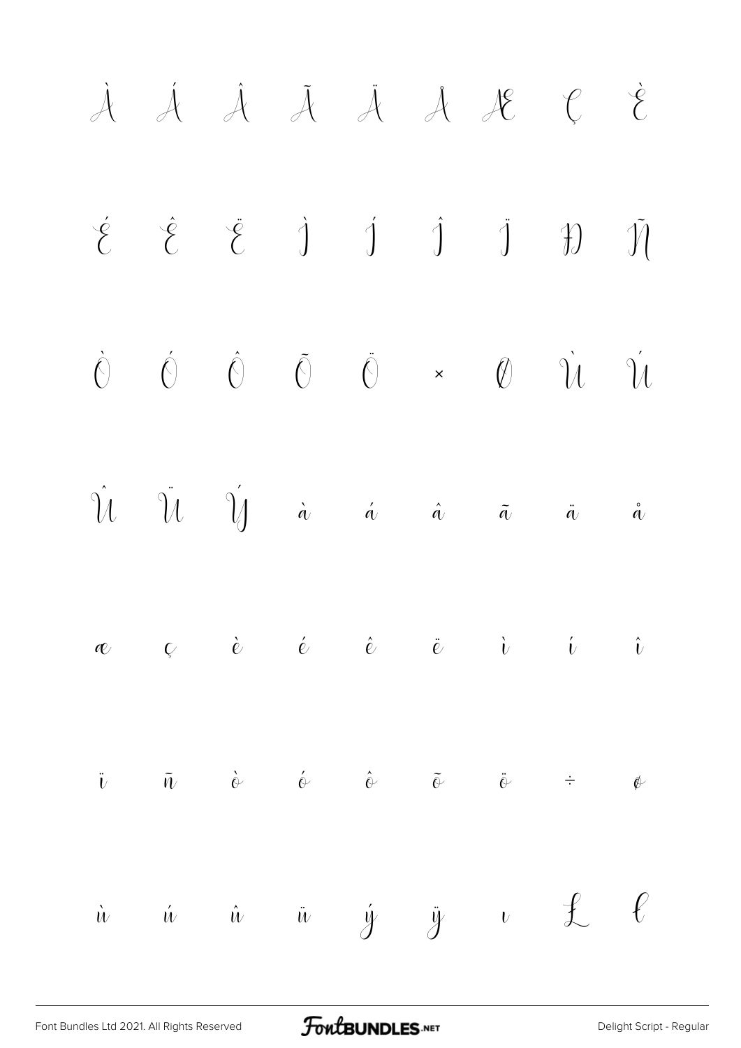À Á Â Ã Ä Å Æ Ç È

É Ê Ë Ì Í Î Ï Ð Ñ

Ò Ó Ô Õ Ö × Ø Ù Ú

Û Ü Ý à á â ã ä å

æ ç è é ê ë ì í î

ï ñ ò ó ô õ ö ÷ ø

ù ú û ü ý ÿ ı Ł ł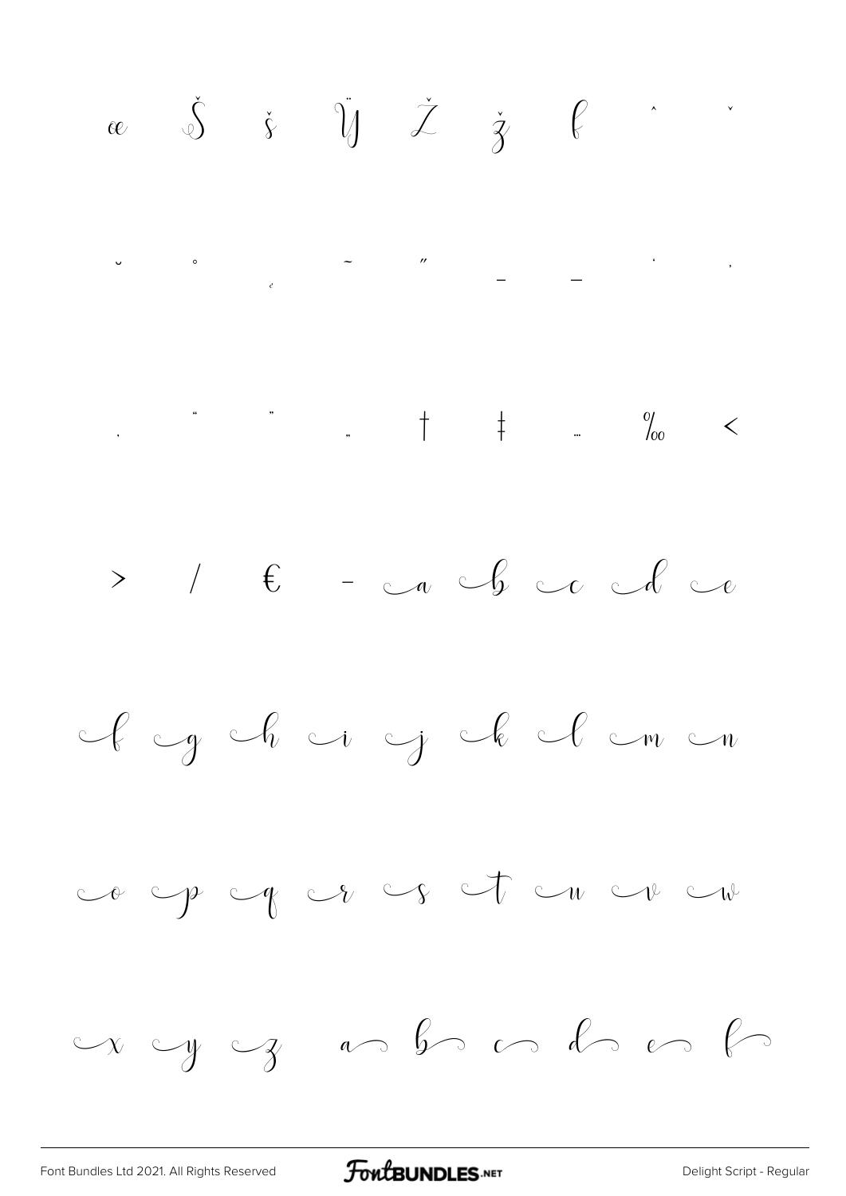œ Š š Ÿ Ž ž ƒ ˆ ˇ

˘ ˚ ˛ ˜ ˝ – — ' ,

‚ " " „ † ‡ … ‰ ‹

› ⁄ € - a b c d e

f g h i j k l m n

o p q r s t u v w

x y z a b c d e f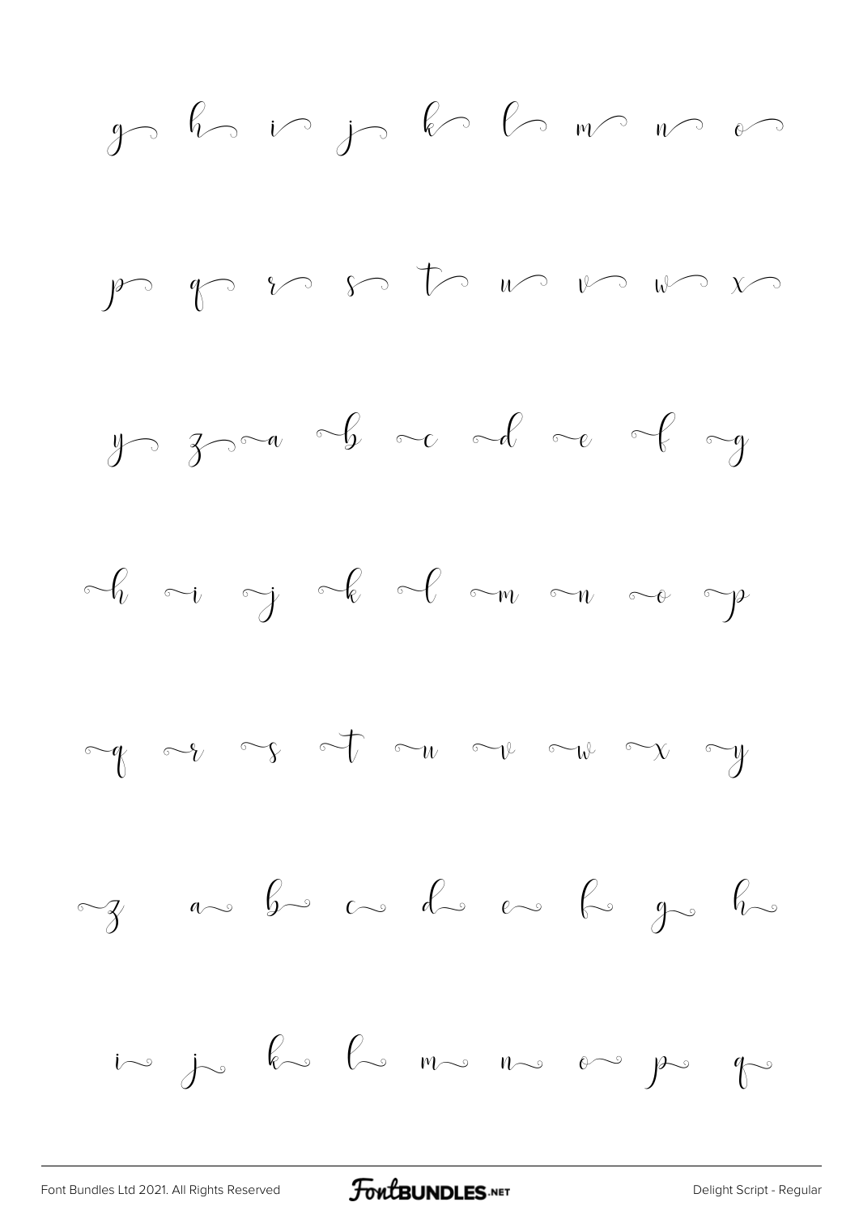g h i j k l m n o

p q r s t u v w x

y z a b c d e f g

h i j k l m n o p

q r s t u v w x y

z a b c d e f g h

i j k l m n o p q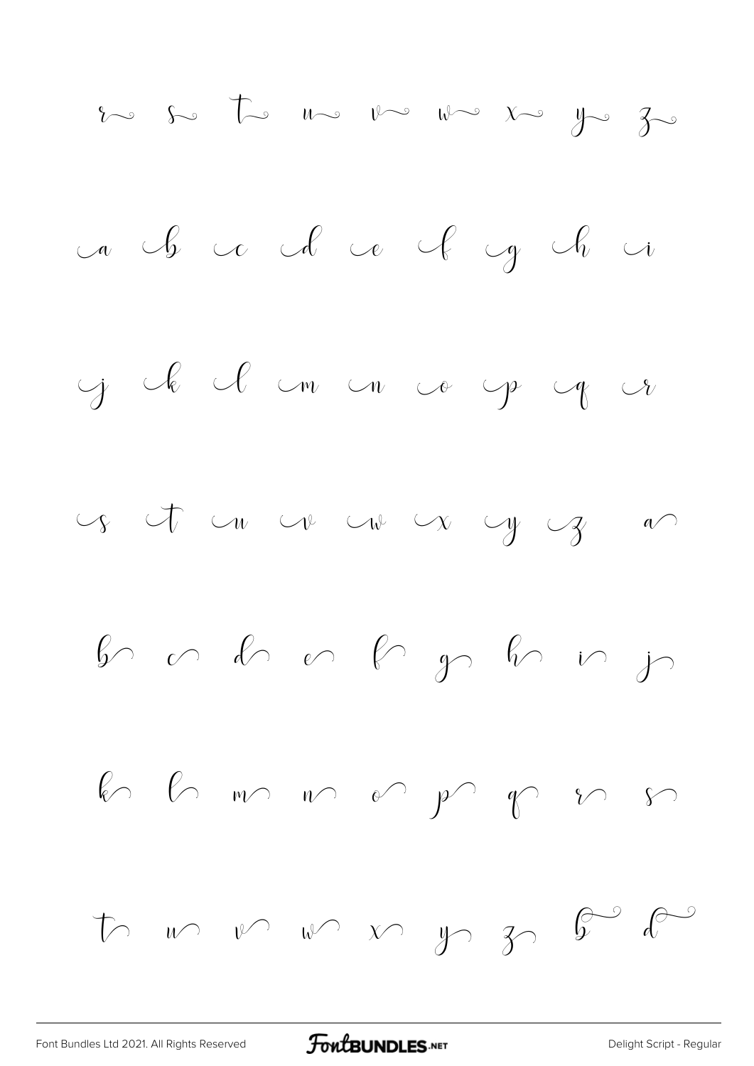r s t u v w x y z

a b c d e f g h i

j k l m n o p q r

s t u v w x y z a

b c d e f g h i j

k l m n o p q r s

t u v w x y z b d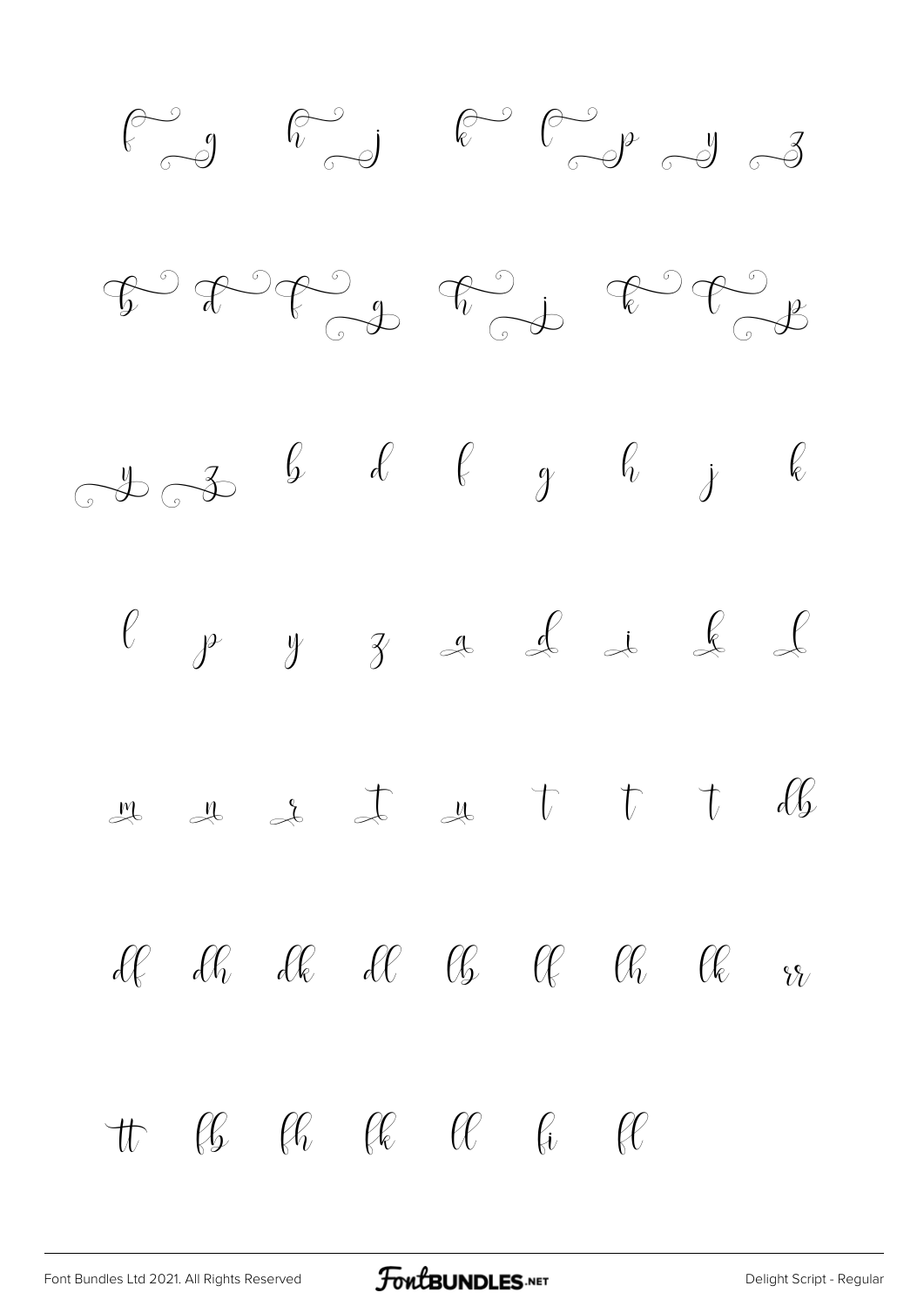g j p y z

b d f g h j k p

y z b d f g h j k

l p y z a d i k l

m n r t u t t t db

df dh dk dl lb lf lh lk rr

tt fb fh fk fl fi ff